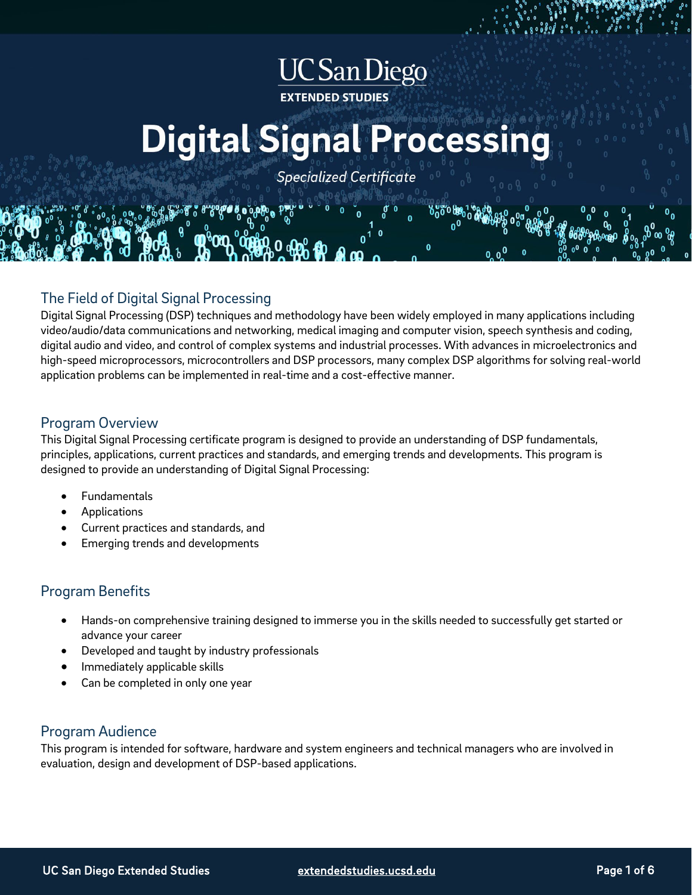UC San Diego

EXTENDED STUDIES

# Digital Signal Processing

*Specialized Certificate*

## The Field of Digital Signal Processing

Digital Signal Processing (DSP) techniques and methodology have been widely employed in many applications including video/audio/data communications and networking, medical imaging and computer vision, speech synthesis and coding, digital audio and video, and control of complex systems and industrial processes. With advances in microelectronics and high-speed microprocessors, microcontrollers and DSP processors, many complex DSP algorithms for solving real-world application problems can be implemented in real-time and a cost-effective manner.

## Program Overview

This Digital Signal Processing certificate program is designed to provide an understanding of DSP fundamentals, principles, applications, current practices and standards, and emerging trends and developments. This program is designed to provide an understanding of Digital Signal Processing:

- Fundamentals
- Applications
- Current practices and standards, and
- Emerging trends and developments

## Program Benefits

- Hands-on comprehensive training designed to immerse you in the skills needed to successfully get started or advance your career
- Developed and taught by industry professionals
- Immediately applicable skills
- Can be completed in only one year

## Program Audience

This program is intended for software, hardware and system engineers and technical managers who are involved in evaluation, design and development of DSP-based applications.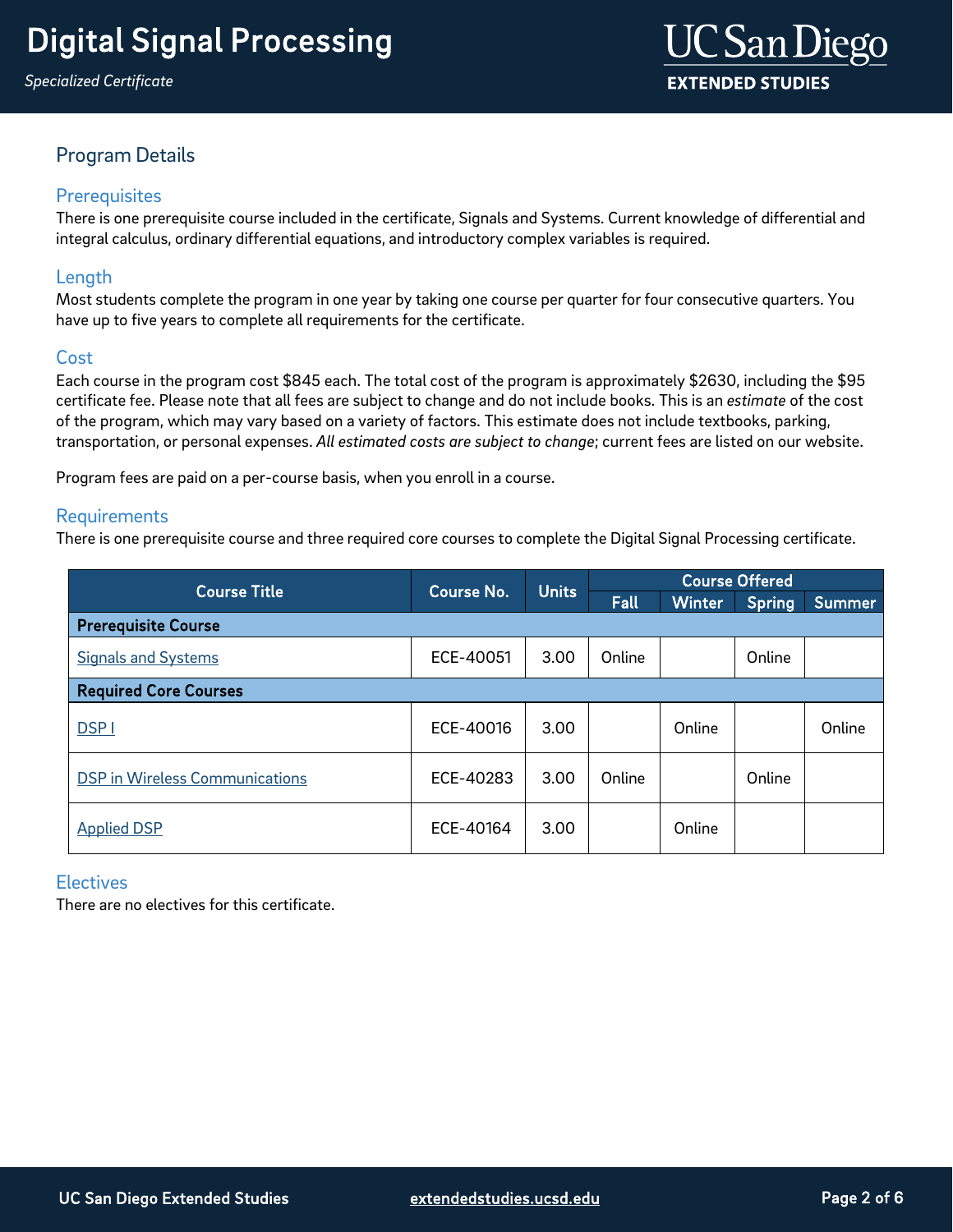## Program Details

### Prerequisites

There is one prerequisite course included in the certificate, Signals and Systems. Current knowledge of differential and integral calculus, ordinary differential equations, and introductory complex variables is required.

### Length

Most students complete the program in one year by taking one course per quarter for four consecutive quarters. You have up to five years to complete all requirements for the certificate.

### Cost

Each course in the program cost $845 each. The total cost of the program is approximately $2630, including the $95 certificate fee. Please note that all fees are subject to change and do not include books. This is an *estimate* of the cost of the program, which may vary based on a variety of factors. This estimate does not include textbooks, parking, transportation, or personal expenses. *All estimated costs are subject to change*; current fees are listed on our website.

Program fees are paid on a per-course basis, when you enroll in a course.

### Requirements

There is one prerequisite course and three required core courses to complete the Digital Signal Processing certificate.

| Course Title | Course No. | Units | Course Offered | | | |
|---|---|---|---|---|---|---|
| | | | Fall | Winter | Spring | Summer |
| **Prerequisite Course** | | | | | | |
| Signals and Systems | ECE-40051 | 3.00 | Online | | Online | |
| **Required Core Courses** | | | | | | |
| DSP I | ECE-40016 | 3.00 | | Online | | Online |
| DSP in Wireless Communications | ECE-40283 | 3.00 | Online | | Online | |
| Applied DSP | ECE-40164 | 3.00 | | Online | | |

### Electives

There are no electives for this certificate.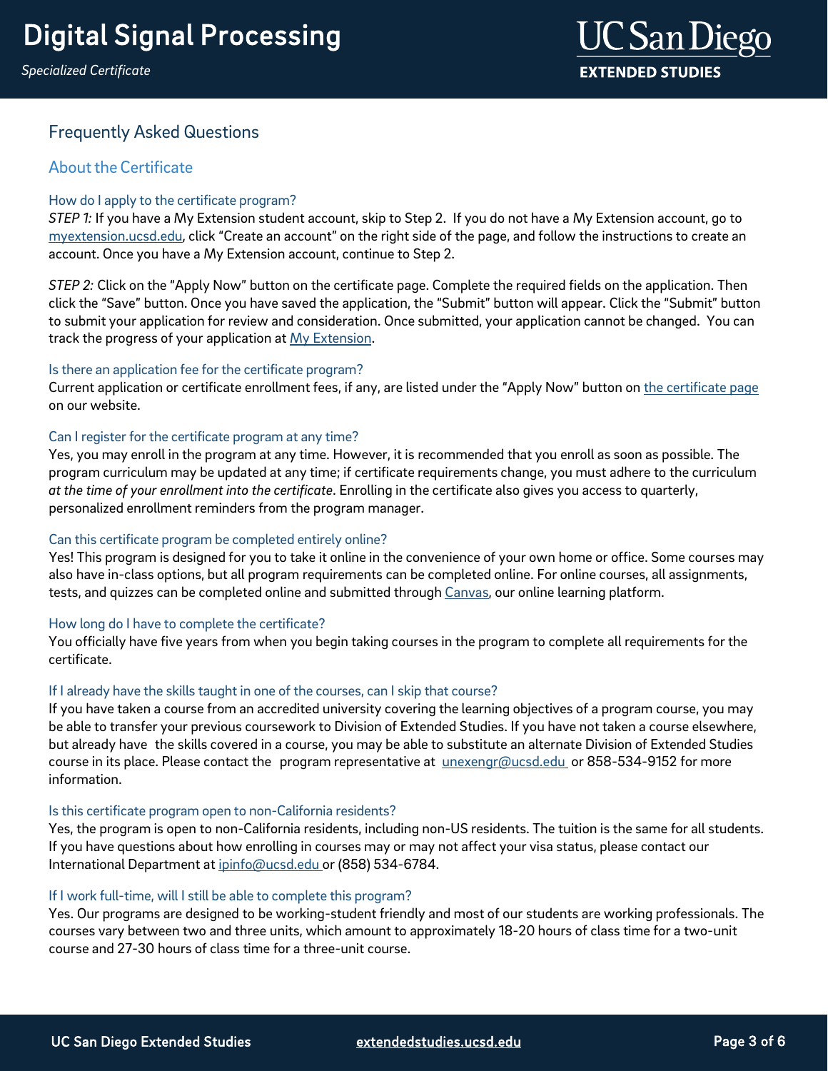## Frequently Asked Questions

### About the Certificate

#### How do I apply to the certificate program?

*STEP 1:* If you have a My Extension student account, skip to Step 2. If you do not have a My Extension account, go to [myextension.ucsd.edu](myextension.ucsd.edu), click "Create an account" on the right side of the page, and follow the instructions to create an account. Once you have a My Extension account, continue to Step 2.

*STEP 2:* Click on the "Apply Now" button on the certificate page. Complete the required fields on the application. Then click the "Save" button. Once you have saved the application, the "Submit" button will appear. Click the "Submit" button to submit your application for review and consideration. Once submitted, your application cannot be changed. You can track the progress of your application at My Extension.

#### Is there an application fee for the certificate program?

Current application or certificate enrollment fees, if any, are listed under the "Apply Now" button on the certificate page on our website.

#### Can I register for the certificate program at any time?

Yes, you may enroll in the program at any time. However, it is recommended that you enroll as soon as possible. The program curriculum may be updated at any time; if certificate requirements change, you must adhere to the curriculum *at the time of your enrollment into the certificate*. Enrolling in the certificate also gives you access to quarterly, personalized enrollment reminders from the program manager.

#### Can this certificate program be completed entirely online?

Yes! This program is designed for you to take it online in the convenience of your own home or office. Some courses may also have in-class options, but all program requirements can be completed online. For online courses, all assignments, tests, and quizzes can be completed online and submitted through Canvas, our online learning platform.

#### How long do I have to complete the certificate?

You officially have five years from when you begin taking courses in the program to complete all requirements for the certificate.

#### If I already have the skills taught in one of the courses, can I skip that course?

If you have taken a course from an accredited university covering the learning objectives of a program course, you may be able to transfer your previous coursework to Division of Extended Studies. If you have not taken a course elsewhere, but already have the skills covered in a course, you may be able to substitute an alternate Division of Extended Studies course in its place. Please contact the program representative at unexengr@ucsd.edu or 858-534-9152 for more information.

#### Is this certificate program open to non-California residents?

Yes, the program is open to non-California residents, including non-US residents. The tuition is the same for all students. If you have questions about how enrolling in courses may or may not affect your visa status, please contact our International Department at ipinfo@ucsd.edu or (858) 534-6784.

#### If I work full-time, will I still be able to complete this program?

Yes. Our programs are designed to be working-student friendly and most of our students are working professionals. The courses vary between two and three units, which amount to approximately 18-20 hours of class time for a two-unit course and 27-30 hours of class time for a three-unit course.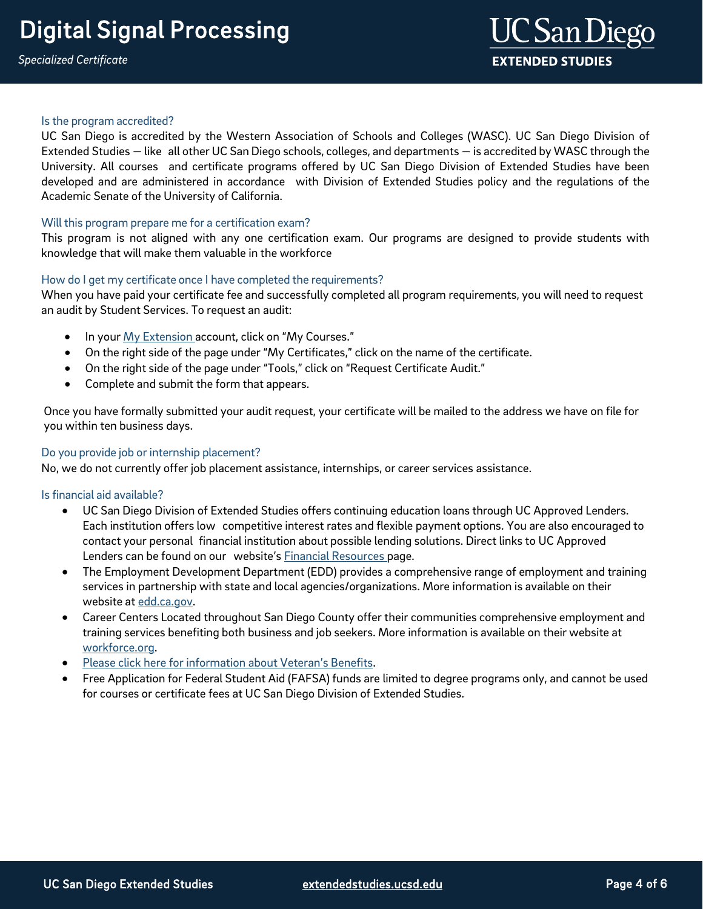### Is the program accredited?

UC San Diego is accredited by the Western Association of Schools and Colleges (WASC). UC San Diego Division of Extended Studies — like all other UC San Diego schools, colleges, and departments — is accredited by WASC through the University. All courses and certificate programs offered by UC San Diego Division of Extended Studies have been developed and are administered in accordance with Division of Extended Studies policy and the regulations of the Academic Senate of the University of California.

### Will this program prepare me for a certification exam?

This program is not aligned with any one certification exam. Our programs are designed to provide students with knowledge that will make them valuable in the workforce

### How do I get my certificate once I have completed the requirements?

When you have paid your certificate fee and successfully completed all program requirements, you will need to request an audit by Student Services. To request an audit:

- In your My Extension account, click on "My Courses."
- On the right side of the page under "My Certificates," click on the name of the certificate.
- On the right side of the page under "Tools," click on "Request Certificate Audit."
- Complete and submit the form that appears.

Once you have formally submitted your audit request, your certificate will be mailed to the address we have on file for you within ten business days.

### Do you provide job or internship placement?

No, we do not currently offer job placement assistance, internships, or career services assistance.

### Is financial aid available?

- UC San Diego Division of Extended Studies offers continuing education loans through UC Approved Lenders. Each institution offers low competitive interest rates and flexible payment options. You are also encouraged to contact your personal financial institution about possible lending solutions. Direct links to UC Approved Lenders can be found on our website's Financial Resources page.
- The Employment Development Department (EDD) provides a comprehensive range of employment and training services in partnership with state and local agencies/organizations. More information is available on their website at edd.ca.gov.
- Career Centers Located throughout San Diego County offer their communities comprehensive employment and training services benefiting both business and job seekers. More information is available on their website at workforce.org.
- Please click here for information about Veteran's Benefits.
- Free Application for Federal Student Aid (FAFSA) funds are limited to degree programs only, and cannot be used for courses or certificate fees at UC San Diego Division of Extended Studies.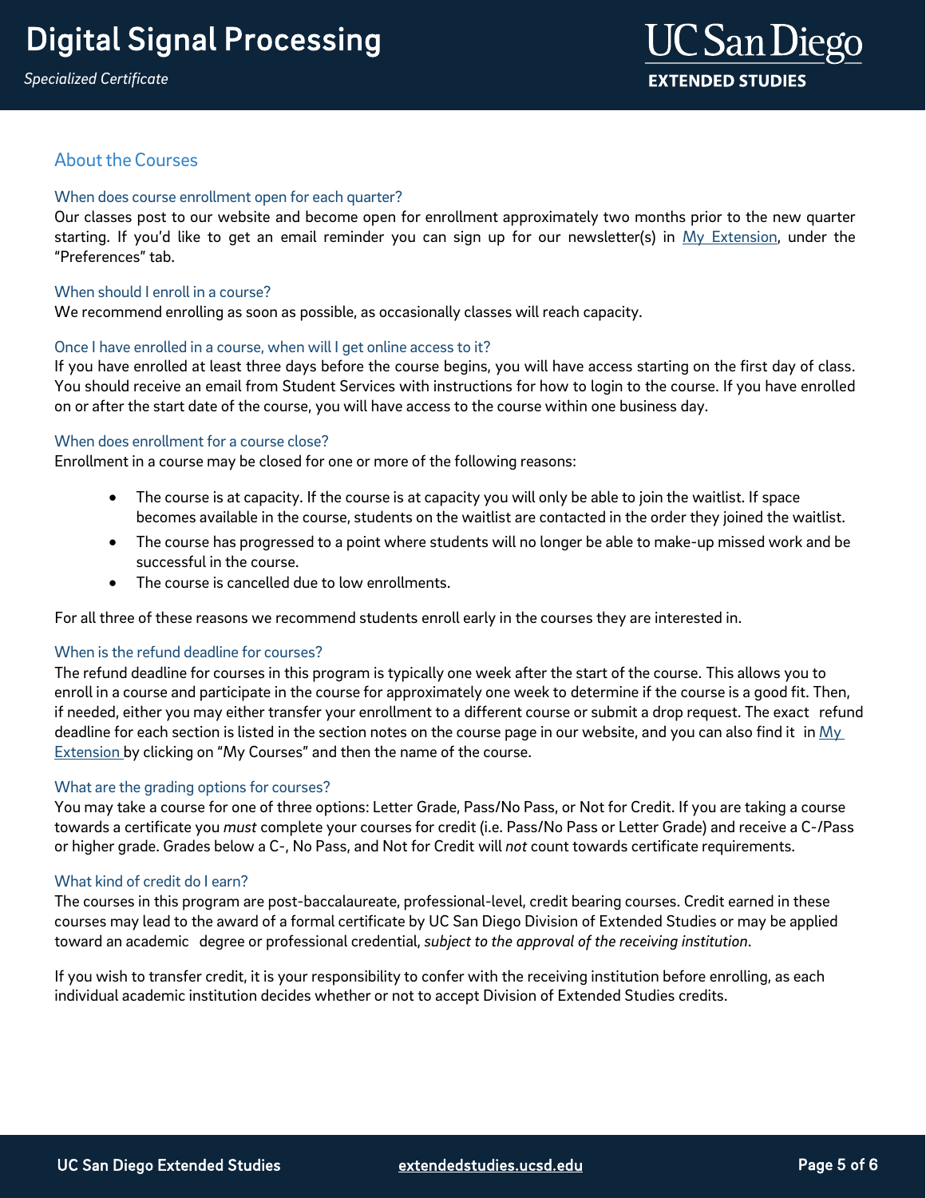## About the Courses

### When does course enrollment open for each quarter?

Our classes post to our website and become open for enrollment approximately two months prior to the new quarter starting. If you'd like to get an email reminder you can sign up for our newsletter(s) in My Extension, under the "Preferences" tab.

### When should I enroll in a course?

We recommend enrolling as soon as possible, as occasionally classes will reach capacity.

### Once I have enrolled in a course, when will I get online access to it?

If you have enrolled at least three days before the course begins, you will have access starting on the first day of class. You should receive an email from Student Services with instructions for how to login to the course. If you have enrolled on or after the start date of the course, you will have access to the course within one business day.

### When does enrollment for a course close?

Enrollment in a course may be closed for one or more of the following reasons:

- The course is at capacity. If the course is at capacity you will only be able to join the waitlist. If space becomes available in the course, students on the waitlist are contacted in the order they joined the waitlist.
- The course has progressed to a point where students will no longer be able to make-up missed work and be successful in the course.
- The course is cancelled due to low enrollments.

For all three of these reasons we recommend students enroll early in the courses they are interested in.

### When is the refund deadline for courses?

The refund deadline for courses in this program is typically one week after the start of the course. This allows you to enroll in a course and participate in the course for approximately one week to determine if the course is a good fit. Then, if needed, either you may either transfer your enrollment to a different course or submit a drop request. The exact refund deadline for each section is listed in the section notes on the course page in our website, and you can also find it in My Extension by clicking on "My Courses" and then the name of the course.

### What are the grading options for courses?

You may take a course for one of three options: Letter Grade, Pass/No Pass, or Not for Credit. If you are taking a course towards a certificate you *must* complete your courses for credit (i.e. Pass/No Pass or Letter Grade) and receive a C-/Pass or higher grade. Grades below a C-, No Pass, and Not for Credit will *not* count towards certificate requirements.

### What kind of credit do I earn?

The courses in this program are post-baccalaureate, professional-level, credit bearing courses. Credit earned in these courses may lead to the award of a formal certificate by UC San Diego Division of Extended Studies or may be applied toward an academic degree or professional credential, *subject to the approval of the receiving institution*.

If you wish to transfer credit, it is your responsibility to confer with the receiving institution before enrolling, as each individual academic institution decides whether or not to accept Division of Extended Studies credits.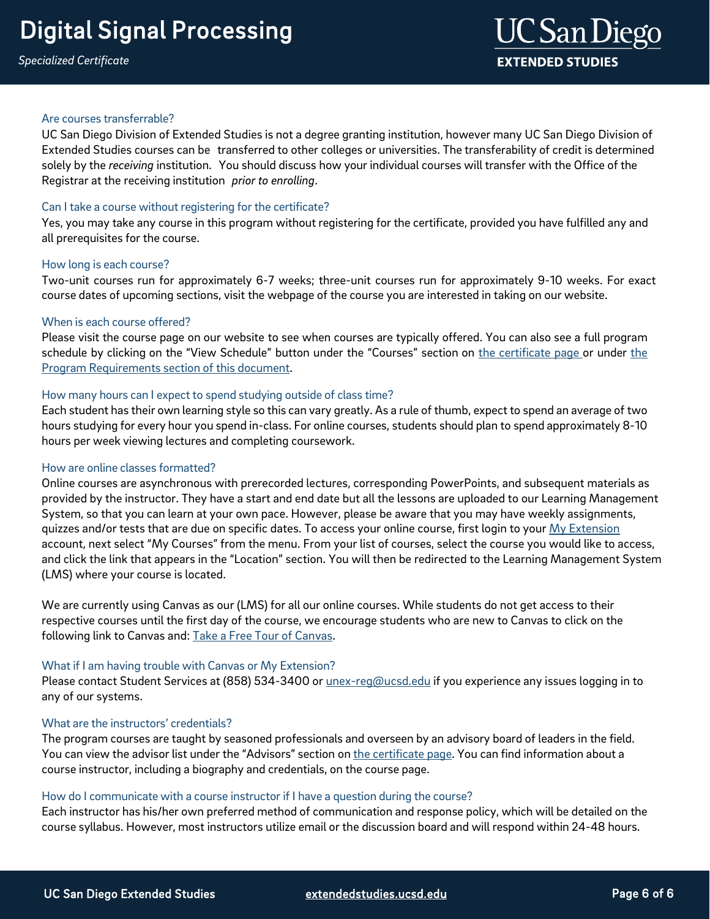### Are courses transferrable?

UC San Diego Division of Extended Studies is not a degree granting institution, however many UC San Diego Division of Extended Studies courses can be transferred to other colleges or universities. The transferability of credit is determined solely by the *receiving* institution. You should discuss how your individual courses will transfer with the Office of the Registrar at the receiving institution *prior to enrolling*.

### Can I take a course without registering for the certificate?

Yes, you may take any course in this program without registering for the certificate, provided you have fulfilled any and all prerequisites for the course.

### How long is each course?

Two-unit courses run for approximately 6-7 weeks; three-unit courses run for approximately 9-10 weeks. For exact course dates of upcoming sections, visit the webpage of the course you are interested in taking on our website.

### When is each course offered?

Please visit the course page on our website to see when courses are typically offered. You can also see a full program schedule by clicking on the "View Schedule" button under the "Courses" section on [the certificate page](#) or under [the Program Requirements section of this document](#).

### How many hours can I expect to spend studying outside of class time?

Each student has their own learning style so this can vary greatly. As a rule of thumb, expect to spend an average of two hours studying for every hour you spend in-class. For online courses, students should plan to spend approximately 8-10 hours per week viewing lectures and completing coursework.

### How are online classes formatted?

Online courses are asynchronous with prerecorded lectures, corresponding PowerPoints, and subsequent materials as provided by the instructor. They have a start and end date but all the lessons are uploaded to our Learning Management System, so that you can learn at your own pace. However, please be aware that you may have weekly assignments, quizzes and/or tests that are due on specific dates. To access your online course, first login to your [My Extension](#) account, next select "My Courses" from the menu. From your list of courses, select the course you would like to access, and click the link that appears in the "Location" section. You will then be redirected to the Learning Management System (LMS) where your course is located.

We are currently using Canvas as our (LMS) for all our online courses. While students do not get access to their respective courses until the first day of the course, we encourage students who are new to Canvas to click on the following link to Canvas and: [Take a Free Tour of Canvas](#).

### What if I am having trouble with Canvas or My Extension?

Please contact Student Services at (858) 534-3400 or [unex-reg@ucsd.edu](mailto:unex-reg@ucsd.edu) if you experience any issues logging in to any of our systems.

### What are the instructors' credentials?

The program courses are taught by seasoned professionals and overseen by an advisory board of leaders in the field. You can view the advisor list under the "Advisors" section on [the certificate page](#). You can find information about a course instructor, including a biography and credentials, on the course page.

### How do I communicate with a course instructor if I have a question during the course?

Each instructor has his/her own preferred method of communication and response policy, which will be detailed on the course syllabus. However, most instructors utilize email or the discussion board and will respond within 24-48 hours.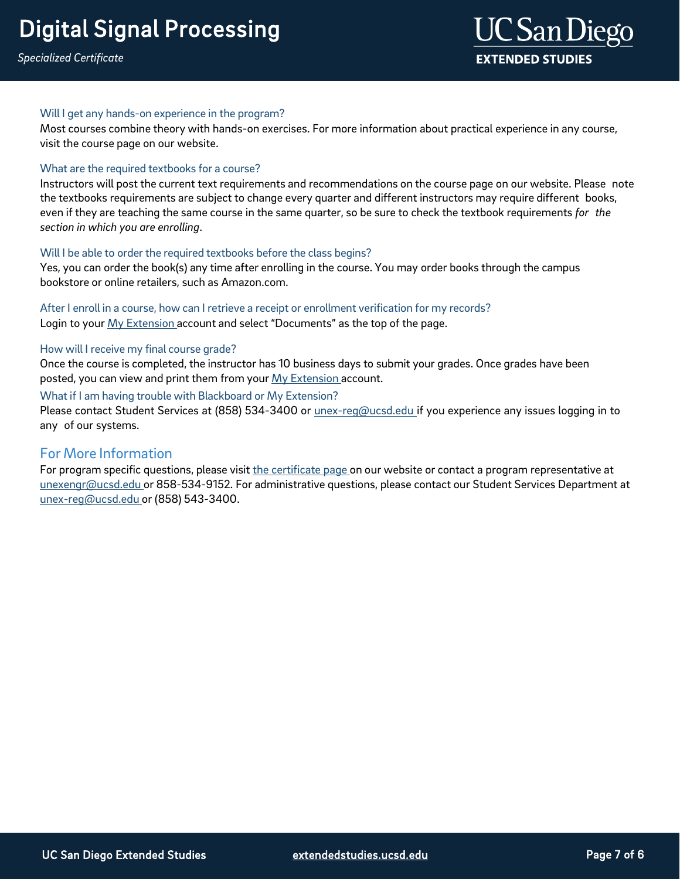### Will I get any hands-on experience in the program?

Most courses combine theory with hands-on exercises. For more information about practical experience in any course, visit the course page on our website.

### What are the required textbooks for a course?

Instructors will post the current text requirements and recommendations on the course page on our website. Please note the textbooks requirements are subject to change every quarter and different instructors may require different books, even if they are teaching the same course in the same quarter, so be sure to check the textbook requirements *for the section in which you are enrolling*.

### Will I be able to order the required textbooks before the class begins?

Yes, you can order the book(s) any time after enrolling in the course. You may order books through the campus bookstore or online retailers, such as Amazon.com.

### After I enroll in a course, how can I retrieve a receipt or enrollment verification for my records?

Login to your My Extension account and select "Documents" as the top of the page.

### How will I receive my final course grade?

Once the course is completed, the instructor has 10 business days to submit your grades. Once grades have been posted, you can view and print them from your My Extension account.

### What if I am having trouble with Blackboard or My Extension?

Please contact Student Services at (858) 534-3400 or unex-reg@ucsd.edu if you experience any issues logging in to any of our systems.

## For More Information

For program specific questions, please visit the certificate page on our website or contact a program representative at unexengr@ucsd.edu or 858-534-9152. For administrative questions, please contact our Student Services Department at unex-reg@ucsd.edu or (858) 543-3400.